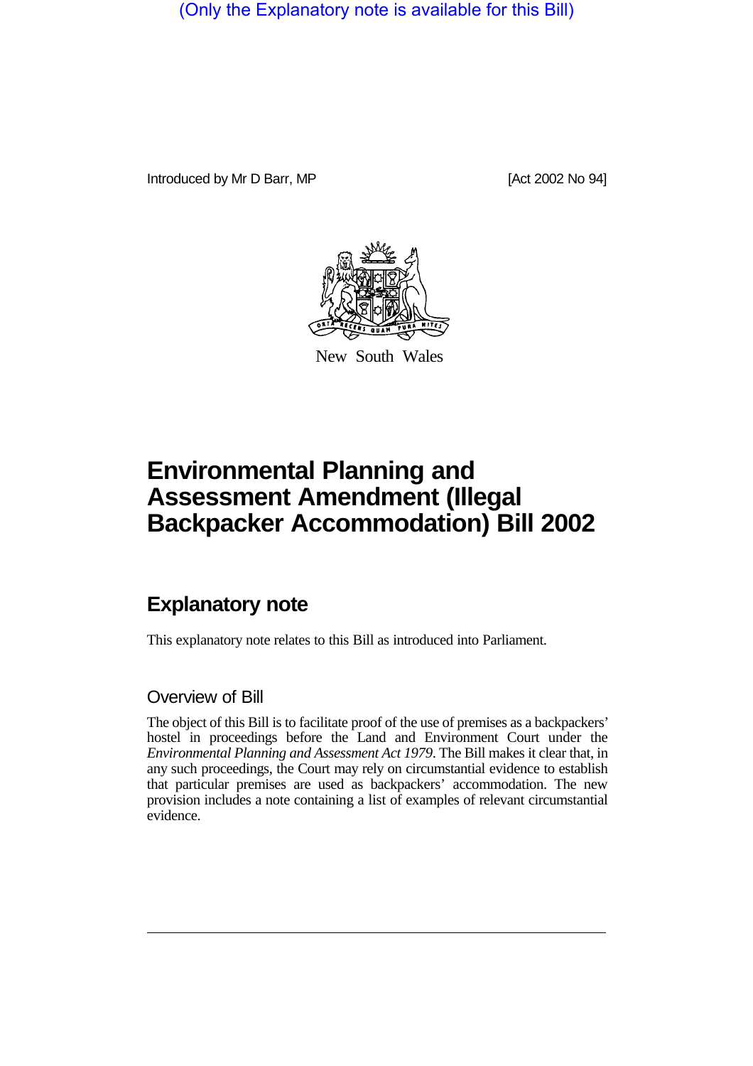(Only the Explanatory note is available for this Bill)

Introduced by Mr D Barr, MP

[Act 2002 No 94]

New South Wales

# Environmental Planning and Assessment Amendment (Illegal Backpacker Accommodation) Bill 2002

## Explanatory note

This explanatory note relates to this Bill as introduced into Parliament.

### Overview of Bill

The object of this Bill is to facilitate proof of the use of premises as a backpackers' hostel in proceedings before the Land and Environment Court under the *Environmental Planning and Assessment Act 1979*. The Bill makes it clear that, in any such proceedings, the Court may rely on circumstantial evidence to establish that particular premises are used as backpackers' accommodation. The new provision includes a note containing a list of examples of relevant circumstantial evidence.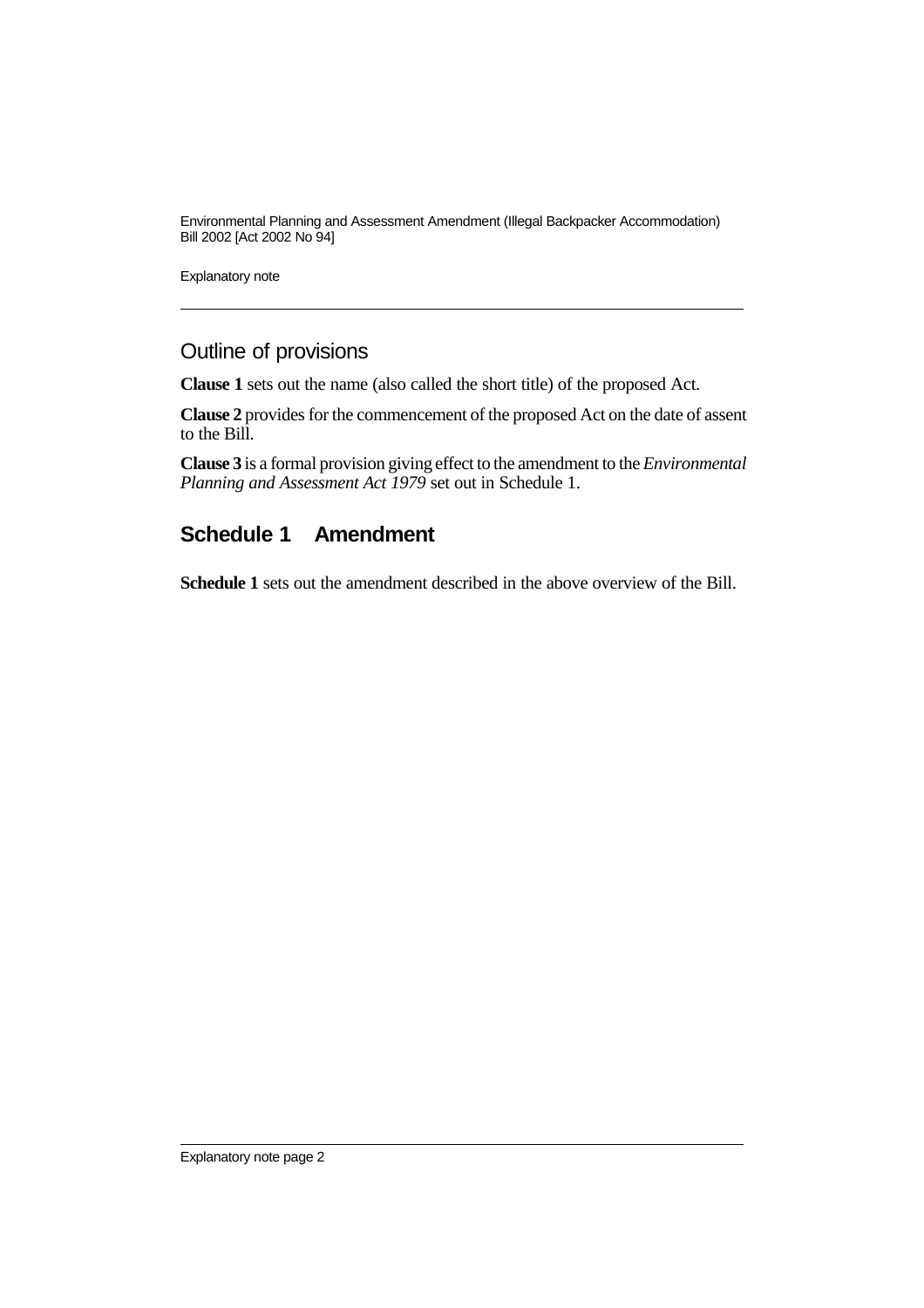## Outline of provisions

**Clause 1** sets out the name (also called the short title) of the proposed Act.

**Clause 2** provides for the commencement of the proposed Act on the date of assent to the Bill.

**Clause 3** is a formal provision giving effect to the amendment to the *Environmental Planning and Assessment Act 1979* set out in Schedule 1.

## Schedule 1 Amendment

**Schedule 1** sets out the amendment described in the above overview of the Bill.